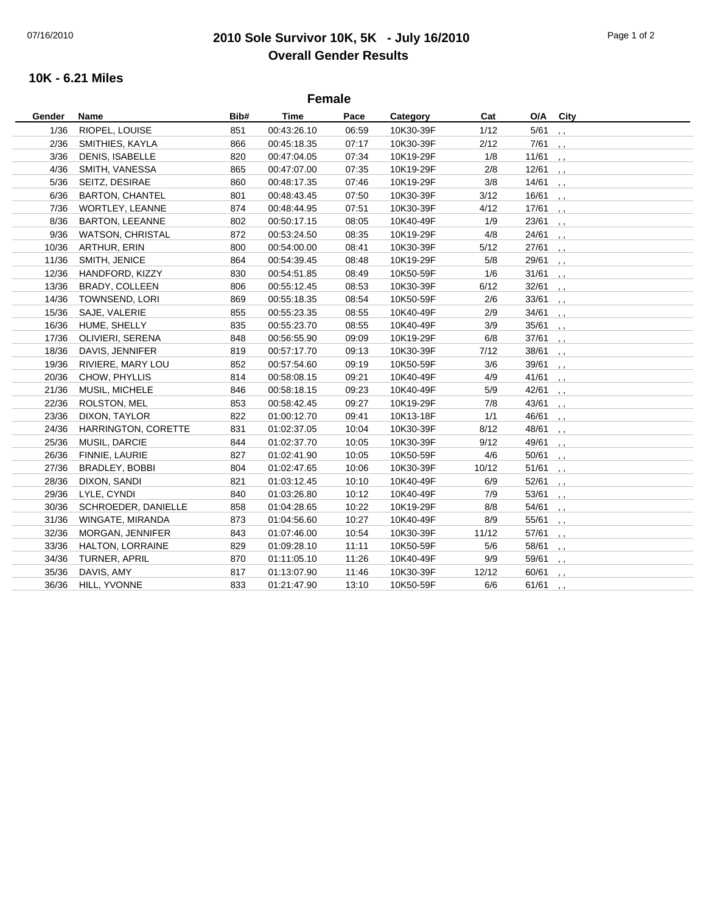# 2010 Sole Survivor 10K, 5K - July 16/2010
## Overall Gender Results

### 10K - 6.21 Miles

**Female**

| Gender | Name | Bib# | Time | Pace | Category | Cat | O/A | City |
|---|---|---|---|---|---|---|---|---|
| 1/36 | RIOPEL, LOUISE | 851 | 00:43:26.10 | 06:59 | 10K30-39F | 1/12 | 5/61 | , , |
| 2/36 | SMITHIES, KAYLA | 866 | 00:45:18.35 | 07:17 | 10K30-39F | 2/12 | 7/61 | , , |
| 3/36 | DENIS, ISABELLE | 820 | 00:47:04.05 | 07:34 | 10K19-29F | 1/8 | 11/61 | , , |
| 4/36 | SMITH, VANESSA | 865 | 00:47:07.00 | 07:35 | 10K19-29F | 2/8 | 12/61 | , , |
| 5/36 | SEITZ, DESIRAE | 860 | 00:48:17.35 | 07:46 | 10K19-29F | 3/8 | 14/61 | , , |
| 6/36 | BARTON, CHANTEL | 801 | 00:48:43.45 | 07:50 | 10K30-39F | 3/12 | 16/61 | , , |
| 7/36 | WORTLEY, LEANNE | 874 | 00:48:44.95 | 07:51 | 10K30-39F | 4/12 | 17/61 | , , |
| 8/36 | BARTON, LEEANNE | 802 | 00:50:17.15 | 08:05 | 10K40-49F | 1/9 | 23/61 | , , |
| 9/36 | WATSON, CHRISTAL | 872 | 00:53:24.50 | 08:35 | 10K19-29F | 4/8 | 24/61 | , , |
| 10/36 | ARTHUR, ERIN | 800 | 00:54:00.00 | 08:41 | 10K30-39F | 5/12 | 27/61 | , , |
| 11/36 | SMITH, JENICE | 864 | 00:54:39.45 | 08:48 | 10K19-29F | 5/8 | 29/61 | , , |
| 12/36 | HANDFORD, KIZZY | 830 | 00:54:51.85 | 08:49 | 10K50-59F | 1/6 | 31/61 | , , |
| 13/36 | BRADY, COLLEEN | 806 | 00:55:12.45 | 08:53 | 10K30-39F | 6/12 | 32/61 | , , |
| 14/36 | TOWNSEND, LORI | 869 | 00:55:18.35 | 08:54 | 10K50-59F | 2/6 | 33/61 | , , |
| 15/36 | SAJE, VALERIE | 855 | 00:55:23.35 | 08:55 | 10K40-49F | 2/9 | 34/61 | , , |
| 16/36 | HUME, SHELLY | 835 | 00:55:23.70 | 08:55 | 10K40-49F | 3/9 | 35/61 | , , |
| 17/36 | OLIVIERI, SERENA | 848 | 00:56:55.90 | 09:09 | 10K19-29F | 6/8 | 37/61 | , , |
| 18/36 | DAVIS, JENNIFER | 819 | 00:57:17.70 | 09:13 | 10K30-39F | 7/12 | 38/61 | , , |
| 19/36 | RIVIERE, MARY LOU | 852 | 00:57:54.60 | 09:19 | 10K50-59F | 3/6 | 39/61 | , , |
| 20/36 | CHOW, PHYLLIS | 814 | 00:58:08.15 | 09:21 | 10K40-49F | 4/9 | 41/61 | , , |
| 21/36 | MUSIL, MICHELE | 846 | 00:58:18.15 | 09:23 | 10K40-49F | 5/9 | 42/61 | , , |
| 22/36 | ROLSTON, MEL | 853 | 00:58:42.45 | 09:27 | 10K19-29F | 7/8 | 43/61 | , , |
| 23/36 | DIXON, TAYLOR | 822 | 01:00:12.70 | 09:41 | 10K13-18F | 1/1 | 46/61 | , , |
| 24/36 | HARRINGTON, CORETTE | 831 | 01:02:37.05 | 10:04 | 10K30-39F | 8/12 | 48/61 | , , |
| 25/36 | MUSIL, DARCIE | 844 | 01:02:37.70 | 10:05 | 10K30-39F | 9/12 | 49/61 | , , |
| 26/36 | FINNIE, LAURIE | 827 | 01:02:41.90 | 10:05 | 10K50-59F | 4/6 | 50/61 | , , |
| 27/36 | BRADLEY, BOBBI | 804 | 01:02:47.65 | 10:06 | 10K30-39F | 10/12 | 51/61 | , , |
| 28/36 | DIXON, SANDI | 821 | 01:03:12.45 | 10:10 | 10K40-49F | 6/9 | 52/61 | , , |
| 29/36 | LYLE, CYNDI | 840 | 01:03:26.80 | 10:12 | 10K40-49F | 7/9 | 53/61 | , , |
| 30/36 | SCHROEDER, DANIELLE | 858 | 01:04:28.65 | 10:22 | 10K19-29F | 8/8 | 54/61 | , , |
| 31/36 | WINGATE, MIRANDA | 873 | 01:04:56.60 | 10:27 | 10K40-49F | 8/9 | 55/61 | , , |
| 32/36 | MORGAN, JENNIFER | 843 | 01:07:46.00 | 10:54 | 10K30-39F | 11/12 | 57/61 | , , |
| 33/36 | HALTON, LORRAINE | 829 | 01:09:28.10 | 11:11 | 10K50-59F | 5/6 | 58/61 | , , |
| 34/36 | TURNER, APRIL | 870 | 01:11:05.10 | 11:26 | 10K40-49F | 9/9 | 59/61 | , , |
| 35/36 | DAVIS, AMY | 817 | 01:13:07.90 | 11:46 | 10K30-39F | 12/12 | 60/61 | , , |
| 36/36 | HILL, YVONNE | 833 | 01:21:47.90 | 13:10 | 10K50-59F | 6/6 | 61/61 | , , |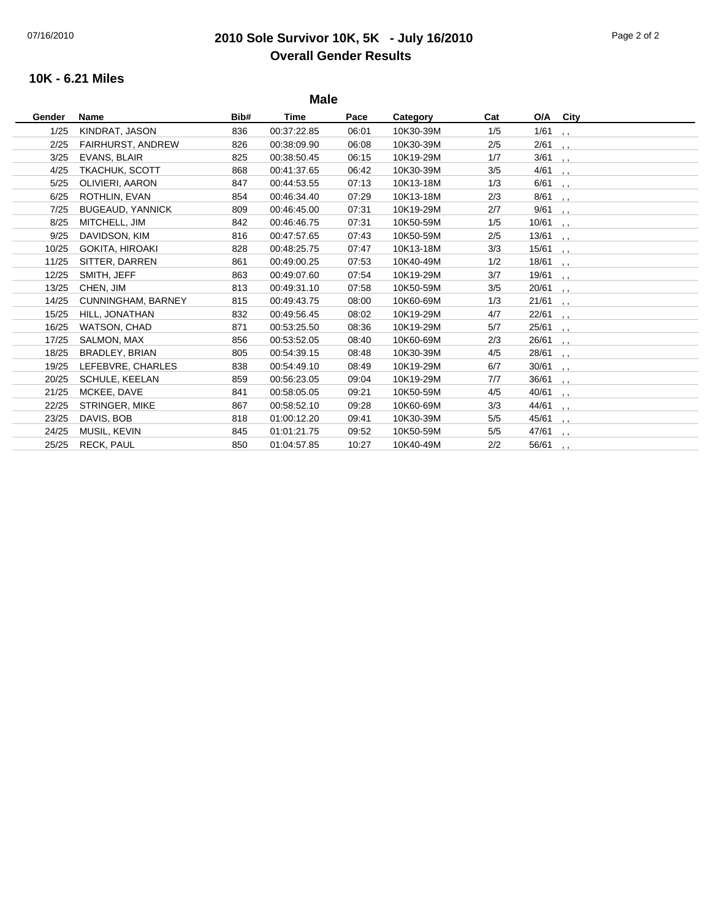# 2010 Sole Survivor 10K, 5K - July 16/2010

# Overall Gender Results

## 10K - 6.21 Miles

### Male

| Gender | Name | Bib# | Time | Pace | Category | Cat | O/A | City |
|---|---|---|---|---|---|---|---|---|
| 1/25 | KINDRAT, JASON | 836 | 00:37:22.85 | 06:01 | 10K30-39M | 1/5 | 1/61 | , , |
| 2/25 | FAIRHURST, ANDREW | 826 | 00:38:09.90 | 06:08 | 10K30-39M | 2/5 | 2/61 | , , |
| 3/25 | EVANS, BLAIR | 825 | 00:38:50.45 | 06:15 | 10K19-29M | 1/7 | 3/61 | , , |
| 4/25 | TKACHUK, SCOTT | 868 | 00:41:37.65 | 06:42 | 10K30-39M | 3/5 | 4/61 | , , |
| 5/25 | OLIVIERI, AARON | 847 | 00:44:53.55 | 07:13 | 10K13-18M | 1/3 | 6/61 | , , |
| 6/25 | ROTHLIN, EVAN | 854 | 00:46:34.40 | 07:29 | 10K13-18M | 2/3 | 8/61 | , , |
| 7/25 | BUGEAUD, YANNICK | 809 | 00:46:45.00 | 07:31 | 10K19-29M | 2/7 | 9/61 | , , |
| 8/25 | MITCHELL, JIM | 842 | 00:46:46.75 | 07:31 | 10K50-59M | 1/5 | 10/61 | , , |
| 9/25 | DAVIDSON, KIM | 816 | 00:47:57.65 | 07:43 | 10K50-59M | 2/5 | 13/61 | , , |
| 10/25 | GOKITA, HIROAKI | 828 | 00:48:25.75 | 07:47 | 10K13-18M | 3/3 | 15/61 | , , |
| 11/25 | SITTER, DARREN | 861 | 00:49:00.25 | 07:53 | 10K40-49M | 1/2 | 18/61 | , , |
| 12/25 | SMITH, JEFF | 863 | 00:49:07.60 | 07:54 | 10K19-29M | 3/7 | 19/61 | , , |
| 13/25 | CHEN, JIM | 813 | 00:49:31.10 | 07:58 | 10K50-59M | 3/5 | 20/61 | , , |
| 14/25 | CUNNINGHAM, BARNEY | 815 | 00:49:43.75 | 08:00 | 10K60-69M | 1/3 | 21/61 | , , |
| 15/25 | HILL, JONATHAN | 832 | 00:49:56.45 | 08:02 | 10K19-29M | 4/7 | 22/61 | , , |
| 16/25 | WATSON, CHAD | 871 | 00:53:25.50 | 08:36 | 10K19-29M | 5/7 | 25/61 | , , |
| 17/25 | SALMON, MAX | 856 | 00:53:52.05 | 08:40 | 10K60-69M | 2/3 | 26/61 | , , |
| 18/25 | BRADLEY, BRIAN | 805 | 00:54:39.15 | 08:48 | 10K30-39M | 4/5 | 28/61 | , , |
| 19/25 | LEFEBVRE, CHARLES | 838 | 00:54:49.10 | 08:49 | 10K19-29M | 6/7 | 30/61 | , , |
| 20/25 | SCHULE, KEELAN | 859 | 00:56:23.05 | 09:04 | 10K19-29M | 7/7 | 36/61 | , , |
| 21/25 | MCKEE, DAVE | 841 | 00:58:05.05 | 09:21 | 10K50-59M | 4/5 | 40/61 | , , |
| 22/25 | STRINGER, MIKE | 867 | 00:58:52.10 | 09:28 | 10K60-69M | 3/3 | 44/61 | , , |
| 23/25 | DAVIS, BOB | 818 | 01:00:12.20 | 09:41 | 10K30-39M | 5/5 | 45/61 | , , |
| 24/25 | MUSIL, KEVIN | 845 | 01:01:21.75 | 09:52 | 10K50-59M | 5/5 | 47/61 | , , |
| 25/25 | RECK, PAUL | 850 | 01:04:57.85 | 10:27 | 10K40-49M | 2/2 | 56/61 | , , |